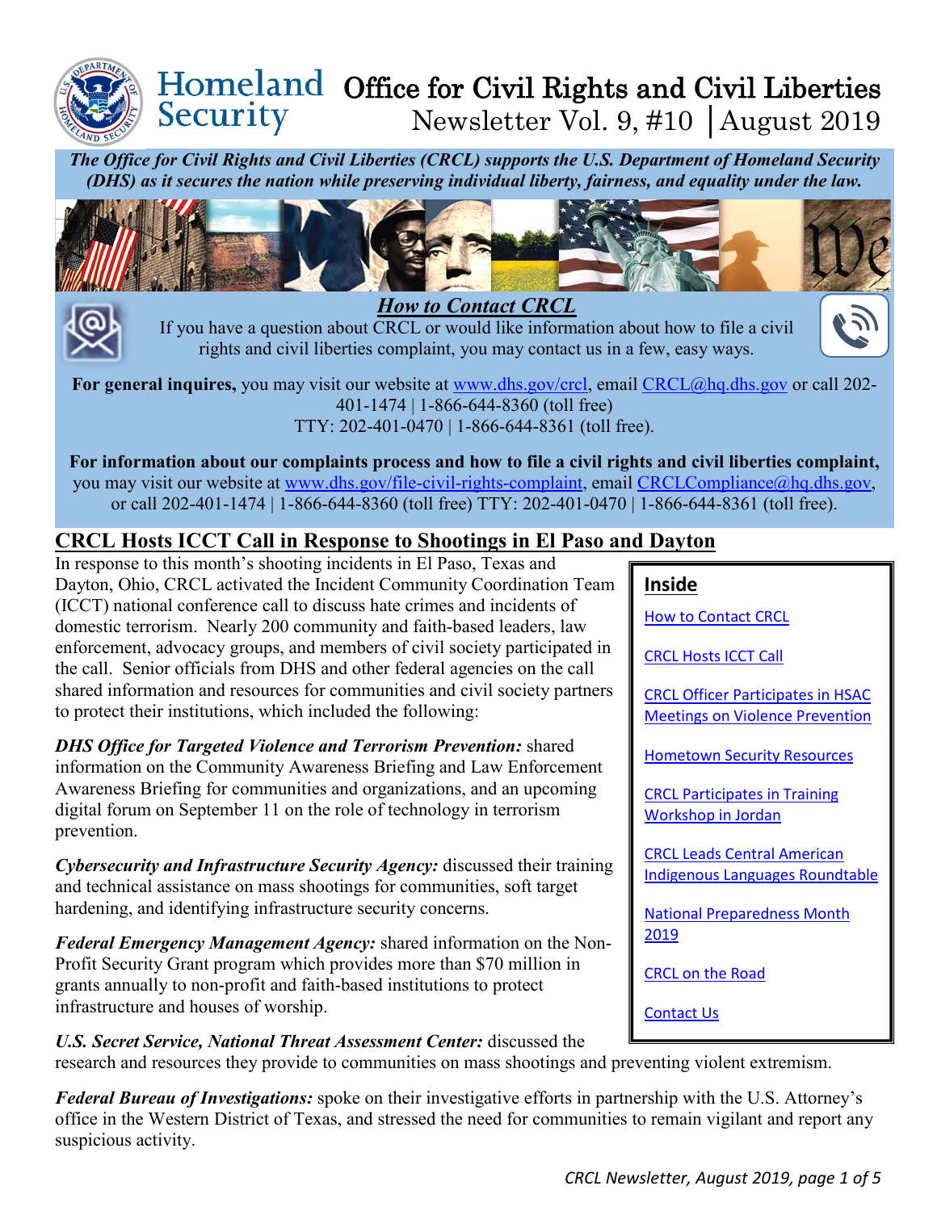# Homeland Security Office for Civil Rights and Civil Liberties

Newsletter Vol. 9, #10 │August 2019

***The Office for Civil Rights and Civil Liberties (CRCL) supports the U.S. Department of Homeland Security (DHS) as it secures the nation while preserving individual liberty, fairness, and equality under the law.***

## How to Contact CRCL

If you have a question about CRCL or would like information about how to file a civil rights and civil liberties complaint, you may contact us in a few, easy ways.

**For general inquires,** you may visit our website at www.dhs.gov/crcl, email CRCL@hq.dhs.gov or call 202-401-1474 | 1-866-644-8360 (toll free) TTY: 202-401-0470 | 1-866-644-8361 (toll free).

**For information about our complaints process and how to file a civil rights and civil liberties complaint,** you may visit our website at www.dhs.gov/file-civil-rights-complaint, email CRCLCompliance@hq.dhs.gov, or call 202-401-1474 | 1-866-644-8360 (toll free) TTY: 202-401-0470 | 1-866-644-8361 (toll free).

**Inside**

- How to Contact CRCL
- CRCL Hosts ICCT Call
- CRCL Officer Participates in HSAC Meetings on Violence Prevention
- Hometown Security Resources
- CRCL Participates in Training Workshop in Jordan
- CRCL Leads Central American Indigenous Languages Roundtable
- National Preparedness Month 2019
- CRCL on the Road
- Contact Us

## CRCL Hosts ICCT Call in Response to Shootings in El Paso and Dayton

In response to this month's shooting incidents in El Paso, Texas and Dayton, Ohio, CRCL activated the Incident Community Coordination Team (ICCT) national conference call to discuss hate crimes and incidents of domestic terrorism. Nearly 200 community and faith-based leaders, law enforcement, advocacy groups, and members of civil society participated in the call. Senior officials from DHS and other federal agencies on the call shared information and resources for communities and civil society partners to protect their institutions, which included the following:

***DHS Office for Targeted Violence and Terrorism Prevention:*** shared information on the Community Awareness Briefing and Law Enforcement Awareness Briefing for communities and organizations, and an upcoming digital forum on September 11 on the role of technology in terrorism prevention.

***Cybersecurity and Infrastructure Security Agency:*** discussed their training and technical assistance on mass shootings for communities, soft target hardening, and identifying infrastructure security concerns.

***Federal Emergency Management Agency:*** shared information on the Non-Profit Security Grant program which provides more than $70 million in grants annually to non-profit and faith-based institutions to protect infrastructure and houses of worship.

***U.S. Secret Service, National Threat Assessment Center:*** discussed the research and resources they provide to communities on mass shootings and preventing violent extremism.

***Federal Bureau of Investigations:*** spoke on their investigative efforts in partnership with the U.S. Attorney's office in the Western District of Texas, and stressed the need for communities to remain vigilant and report any suspicious activity.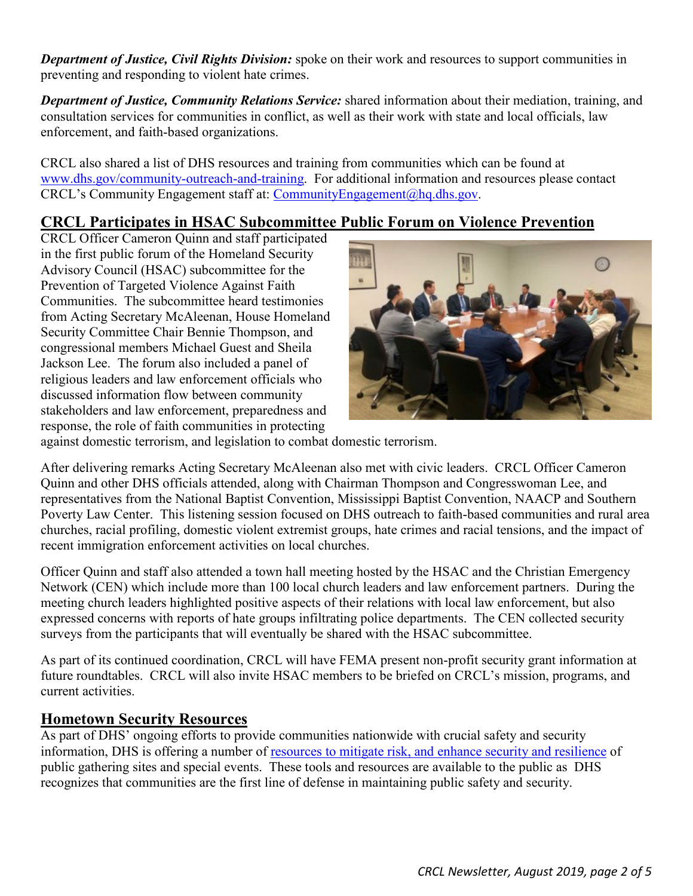***Department of Justice, Civil Rights Division:*** spoke on their work and resources to support communities in preventing and responding to violent hate crimes.

***Department of Justice, Community Relations Service:*** shared information about their mediation, training, and consultation services for communities in conflict, as well as their work with state and local officials, law enforcement, and faith-based organizations.

CRCL also shared a list of DHS resources and training from communities which can be found at [www.dhs.gov/community-outreach-and-training](http://www.dhs.gov/community-outreach-and-training). For additional information and resources please contact CRCL's Community Engagement staff at: [CommunityEngagement@hq.dhs.gov](mailto:CommunityEngagement@hq.dhs.gov).

## CRCL Participates in HSAC Subcommittee Public Forum on Violence Prevention

CRCL Officer Cameron Quinn and staff participated in the first public forum of the Homeland Security Advisory Council (HSAC) subcommittee for the Prevention of Targeted Violence Against Faith Communities. The subcommittee heard testimonies from Acting Secretary McAleenan, House Homeland Security Committee Chair Bennie Thompson, and congressional members Michael Guest and Sheila Jackson Lee. The forum also included a panel of religious leaders and law enforcement officials who discussed information flow between community stakeholders and law enforcement, preparedness and response, the role of faith communities in protecting against domestic terrorism, and legislation to combat domestic terrorism.

After delivering remarks Acting Secretary McAleenan also met with civic leaders. CRCL Officer Cameron Quinn and other DHS officials attended, along with Chairman Thompson and Congresswoman Lee, and representatives from the National Baptist Convention, Mississippi Baptist Convention, NAACP and Southern Poverty Law Center. This listening session focused on DHS outreach to faith-based communities and rural area churches, racial profiling, domestic violent extremist groups, hate crimes and racial tensions, and the impact of recent immigration enforcement activities on local churches.

Officer Quinn and staff also attended a town hall meeting hosted by the HSAC and the Christian Emergency Network (CEN) which include more than 100 local church leaders and law enforcement partners. During the meeting church leaders highlighted positive aspects of their relations with local law enforcement, but also expressed concerns with reports of hate groups infiltrating police departments. The CEN collected security surveys from the participants that will eventually be shared with the HSAC subcommittee.

As part of its continued coordination, CRCL will have FEMA present non-profit security grant information at future roundtables. CRCL will also invite HSAC members to be briefed on CRCL's mission, programs, and current activities.

## Hometown Security Resources

As part of DHS' ongoing efforts to provide communities nationwide with crucial safety and security information, DHS is offering a number of resources to mitigate risk, and enhance security and resilience of public gathering sites and special events. These tools and resources are available to the public as DHS recognizes that communities are the first line of defense in maintaining public safety and security.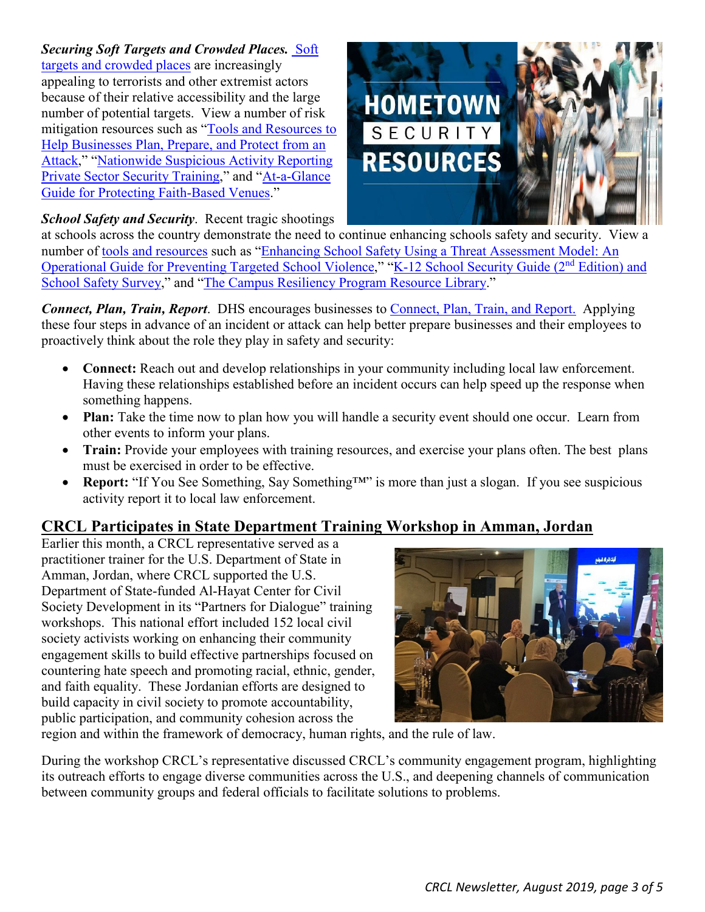***Securing Soft Targets and Crowded Places.*** Soft targets and crowded places are increasingly appealing to terrorists and other extremist actors because of their relative accessibility and the large number of potential targets. View a number of risk mitigation resources such as "Tools and Resources to Help Businesses Plan, Prepare, and Protect from an Attack," "Nationwide Suspicious Activity Reporting Private Sector Security Training," and "At-a-Glance Guide for Protecting Faith-Based Venues."

***School Safety and Security***. Recent tragic shootings at schools across the country demonstrate the need to continue enhancing schools safety and security. View a number of tools and resources such as "Enhancing School Safety Using a Threat Assessment Model: An Operational Guide for Preventing Targeted School Violence," "K-12 School Security Guide (2nd Edition) and School Safety Survey," and "The Campus Resiliency Program Resource Library."

***Connect, Plan, Train, Report***. DHS encourages businesses to Connect, Plan, Train, and Report. Applying these four steps in advance of an incident or attack can help better prepare businesses and their employees to proactively think about the role they play in safety and security:

- **Connect:** Reach out and develop relationships in your community including local law enforcement. Having these relationships established before an incident occurs can help speed up the response when something happens.
- **Plan:** Take the time now to plan how you will handle a security event should one occur. Learn from other events to inform your plans.
- **Train:** Provide your employees with training resources, and exercise your plans often. The best plans must be exercised in order to be effective.
- **Report:** "If You See Something, Say Something™" is more than just a slogan. If you see suspicious activity report it to local law enforcement.

## CRCL Participates in State Department Training Workshop in Amman, Jordan

Earlier this month, a CRCL representative served as a practitioner trainer for the U.S. Department of State in Amman, Jordan, where CRCL supported the U.S. Department of State-funded Al-Hayat Center for Civil Society Development in its "Partners for Dialogue" training workshops. This national effort included 152 local civil society activists working on enhancing their community engagement skills to build effective partnerships focused on countering hate speech and promoting racial, ethnic, gender, and faith equality. These Jordanian efforts are designed to build capacity in civil society to promote accountability, public participation, and community cohesion across the region and within the framework of democracy, human rights, and the rule of law.

During the workshop CRCL's representative discussed CRCL's community engagement program, highlighting its outreach efforts to engage diverse communities across the U.S., and deepening channels of communication between community groups and federal officials to facilitate solutions to problems.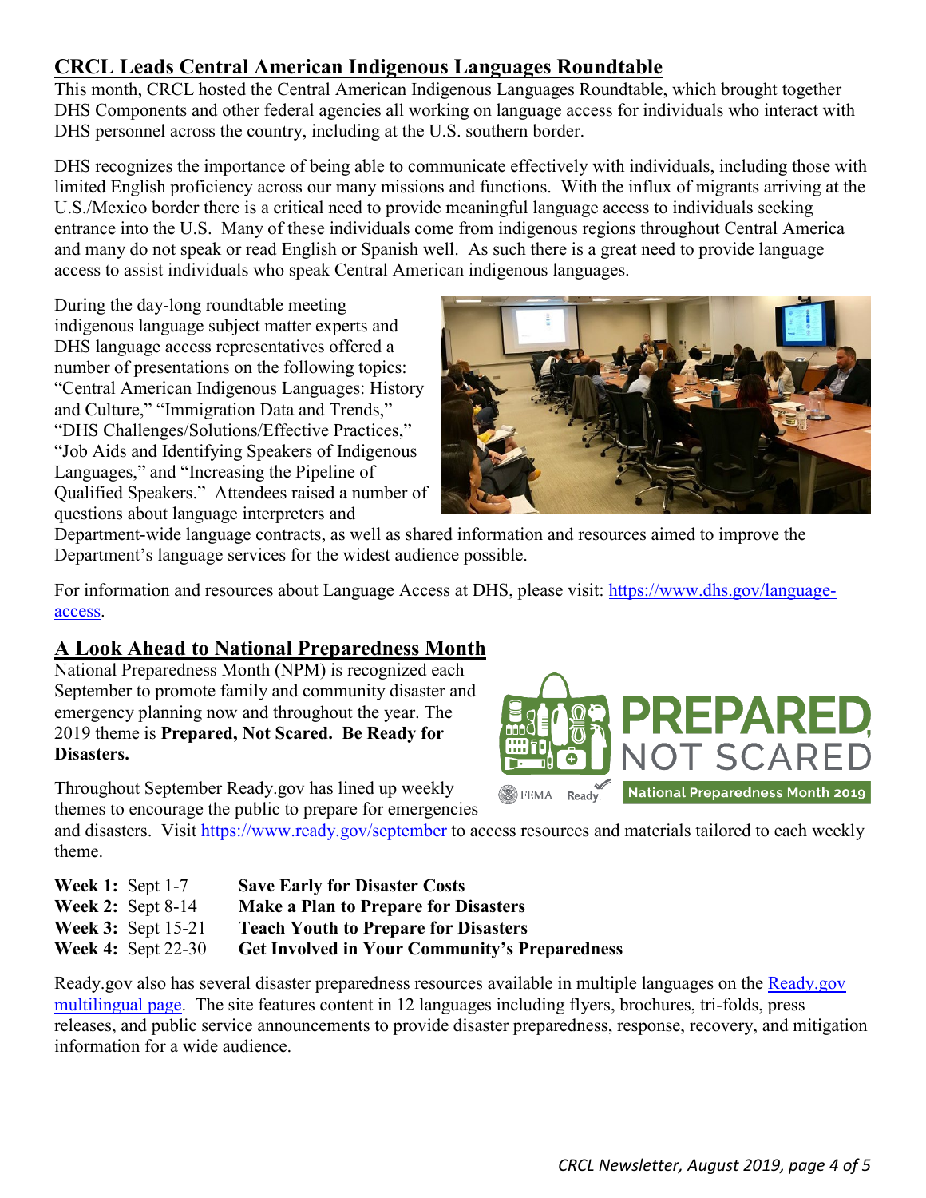## CRCL Leads Central American Indigenous Languages Roundtable

This month, CRCL hosted the Central American Indigenous Languages Roundtable, which brought together DHS Components and other federal agencies all working on language access for individuals who interact with DHS personnel across the country, including at the U.S. southern border.

DHS recognizes the importance of being able to communicate effectively with individuals, including those with limited English proficiency across our many missions and functions. With the influx of migrants arriving at the U.S./Mexico border there is a critical need to provide meaningful language access to individuals seeking entrance into the U.S. Many of these individuals come from indigenous regions throughout Central America and many do not speak or read English or Spanish well. As such there is a great need to provide language access to assist individuals who speak Central American indigenous languages.

During the day-long roundtable meeting indigenous language subject matter experts and DHS language access representatives offered a number of presentations on the following topics: "Central American Indigenous Languages: History and Culture," "Immigration Data and Trends," "DHS Challenges/Solutions/Effective Practices," "Job Aids and Identifying Speakers of Indigenous Languages," and "Increasing the Pipeline of Qualified Speakers." Attendees raised a number of questions about language interpreters and Department-wide language contracts, as well as shared information and resources aimed to improve the Department's language services for the widest audience possible.

For information and resources about Language Access at DHS, please visit: https://www.dhs.gov/language-access.

## A Look Ahead to National Preparedness Month

National Preparedness Month (NPM) is recognized each September to promote family and community disaster and emergency planning now and throughout the year. The 2019 theme is **Prepared, Not Scared. Be Ready for Disasters.**

Throughout September Ready.gov has lined up weekly themes to encourage the public to prepare for emergencies and disasters. Visit https://www.ready.gov/september to access resources and materials tailored to each weekly theme.

**Week 1:** Sept 1-7 **Save Early for Disaster Costs**
**Week 2:** Sept 8-14 **Make a Plan to Prepare for Disasters**
**Week 3:** Sept 15-21 **Teach Youth to Prepare for Disasters**
**Week 4:** Sept 22-30 **Get Involved in Your Community's Preparedness**

Ready.gov also has several disaster preparedness resources available in multiple languages on the Ready.gov multilingual page. The site features content in 12 languages including flyers, brochures, tri-folds, press releases, and public service announcements to provide disaster preparedness, response, recovery, and mitigation information for a wide audience.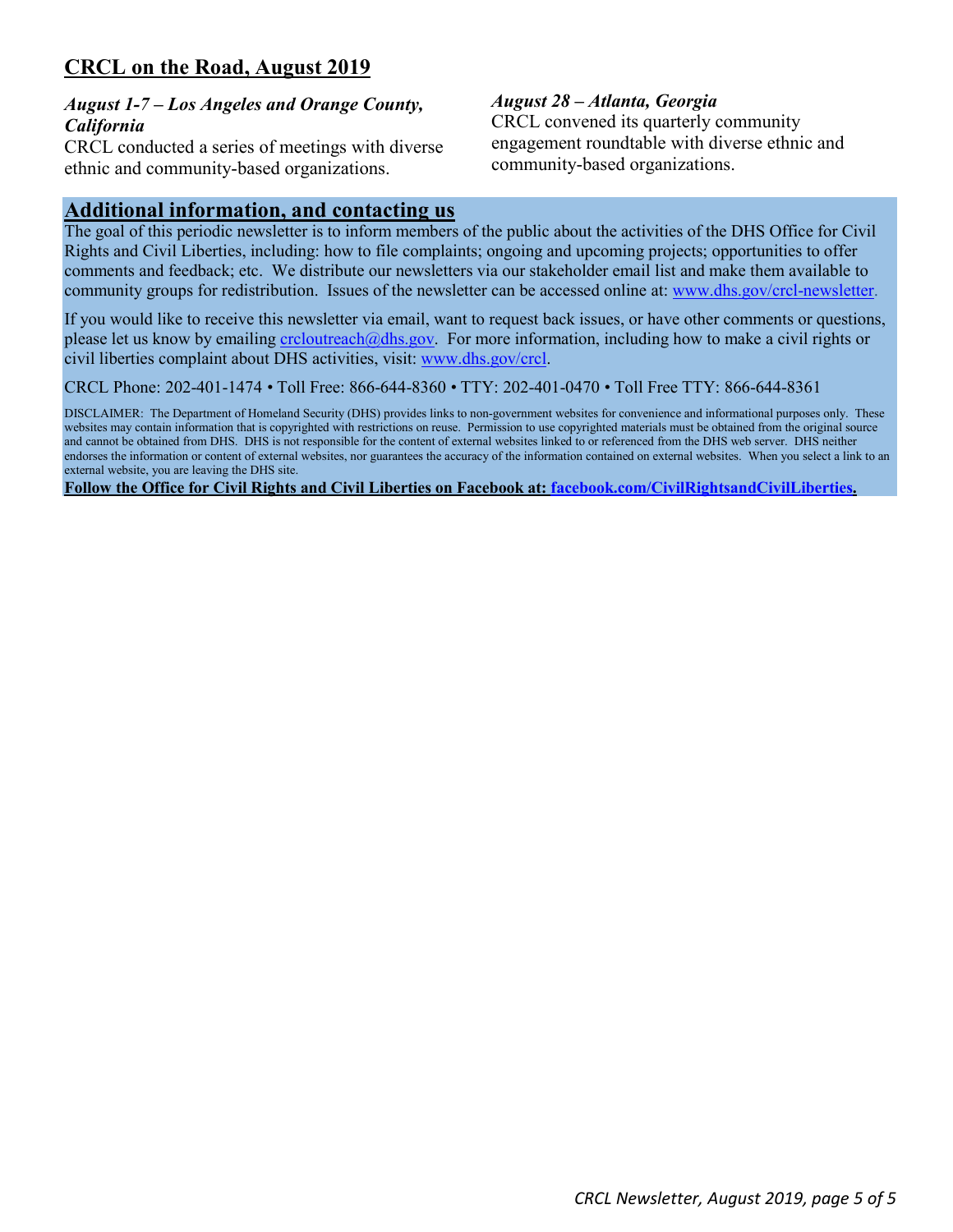## CRCL on the Road, August 2019

***August 1-7 – Los Angeles and Orange County, California***

CRCL conducted a series of meetings with diverse ethnic and community-based organizations.

***August 28 – Atlanta, Georgia***

CRCL convened its quarterly community engagement roundtable with diverse ethnic and community-based organizations.

## Additional information, and contacting us

The goal of this periodic newsletter is to inform members of the public about the activities of the DHS Office for Civil Rights and Civil Liberties, including: how to file complaints; ongoing and upcoming projects; opportunities to offer comments and feedback; etc. We distribute our newsletters via our stakeholder email list and make them available to community groups for redistribution. Issues of the newsletter can be accessed online at: www.dhs.gov/crcl-newsletter.

If you would like to receive this newsletter via email, want to request back issues, or have other comments or questions, please let us know by emailing crcloutreach@dhs.gov. For more information, including how to make a civil rights or civil liberties complaint about DHS activities, visit: www.dhs.gov/crcl.

CRCL Phone: 202-401-1474 • Toll Free: 866-644-8360 • TTY: 202-401-0470 • Toll Free TTY: 866-644-8361

DISCLAIMER: The Department of Homeland Security (DHS) provides links to non-government websites for convenience and informational purposes only. These websites may contain information that is copyrighted with restrictions on reuse. Permission to use copyrighted materials must be obtained from the original source and cannot be obtained from DHS. DHS is not responsible for the content of external websites linked to or referenced from the DHS web server. DHS neither endorses the information or content of external websites, nor guarantees the accuracy of the information contained on external websites. When you select a link to an external website, you are leaving the DHS site.

**Follow the Office for Civil Rights and Civil Liberties on Facebook at: facebook.com/CivilRightsandCivilLiberties.**